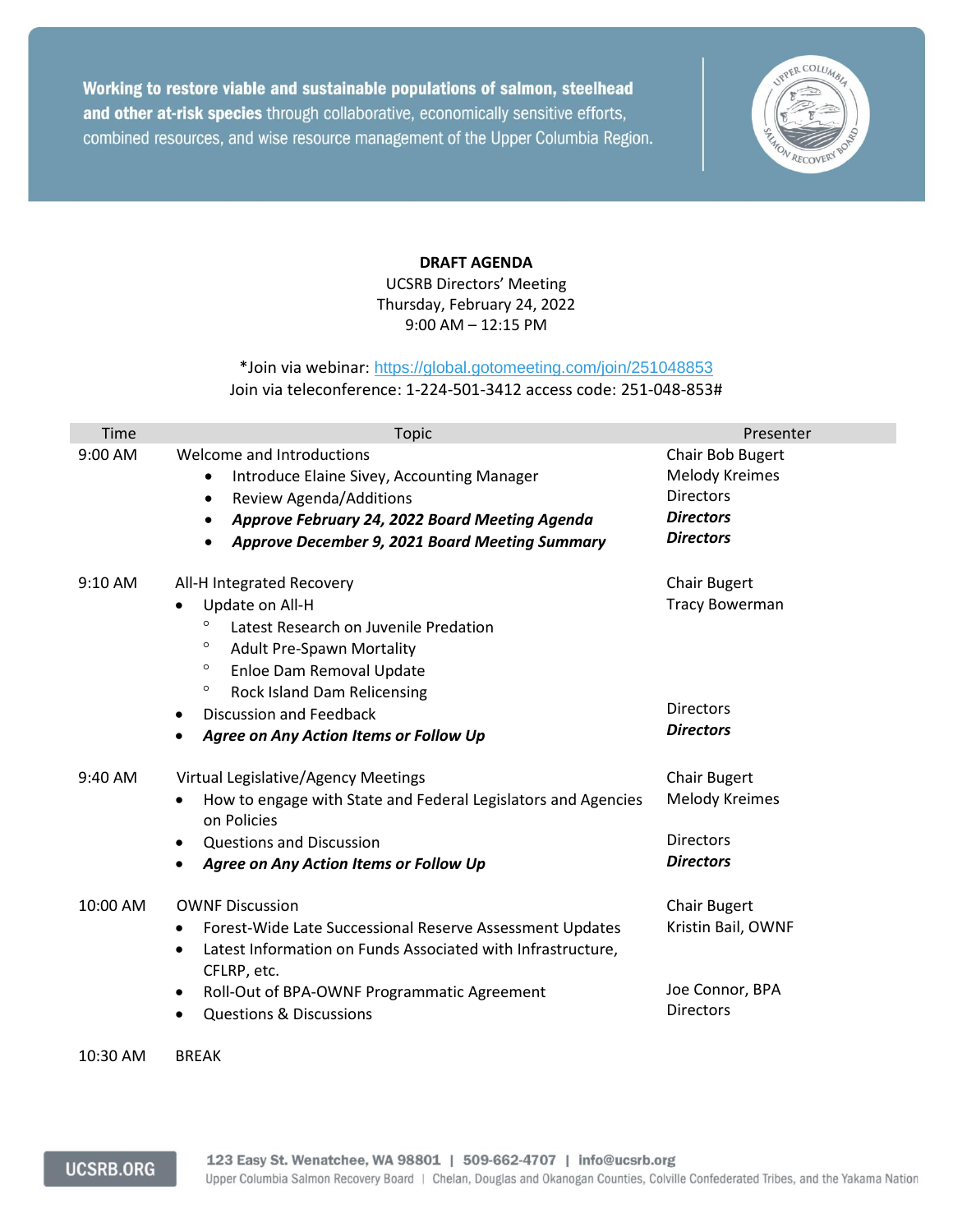**Working to restore viable and sustainable populations of salmon, steelhead and other at-risk species** through collaborative, economically sensitive efforts, combined resources, and wise resource management of the Upper Columbia Region.

**DRAFT AGENDA**
UCSRB Directors' Meeting
Thursday, February 24, 2022
9:00 AM – 12:15 PM

*Join via webinar: https://global.gotomeeting.com/join/251048853
Join via teleconference: 1-224-501-3412 access code: 251-048-853#

| Time | Topic | Presenter |
|---|---|---|
| 9:00 AM | Welcome and Introductions<br>• Introduce Elaine Sivey, Accounting Manager<br>• Review Agenda/Additions<br>• ***Approve February 24, 2022 Board Meeting Agenda***<br>• ***Approve December 9, 2021 Board Meeting Summary*** | Chair Bob Bugert<br>Melody Kreimes<br>Directors<br>***Directors***<br>***Directors*** |
| 9:10 AM | All-H Integrated Recovery<br>• Update on All-H<br>  ◦ Latest Research on Juvenile Predation<br>  ◦ Adult Pre-Spawn Mortality<br>  ◦ Enloe Dam Removal Update<br>  ◦ Rock Island Dam Relicensing<br>• Discussion and Feedback<br>• ***Agree on Any Action Items or Follow Up*** | Chair Bugert<br>Tracy Bowerman<br><br><br><br><br>Directors<br>***Directors*** |
| 9:40 AM | Virtual Legislative/Agency Meetings<br>• How to engage with State and Federal Legislators and Agencies on Policies<br>• Questions and Discussion<br>• ***Agree on Any Action Items or Follow Up*** | Chair Bugert<br>Melody Kreimes<br><br>Directors<br>***Directors*** |
| 10:00 AM | OWNF Discussion<br>• Forest-Wide Late Successional Reserve Assessment Updates<br>• Latest Information on Funds Associated with Infrastructure, CFLRP, etc.<br>• Roll-Out of BPA-OWNF Programmatic Agreement<br>• Questions & Discussions | Chair Bugert<br>Kristin Bail, OWNF<br><br><br>Joe Connor, BPA<br>Directors |
| 10:30 AM | BREAK | |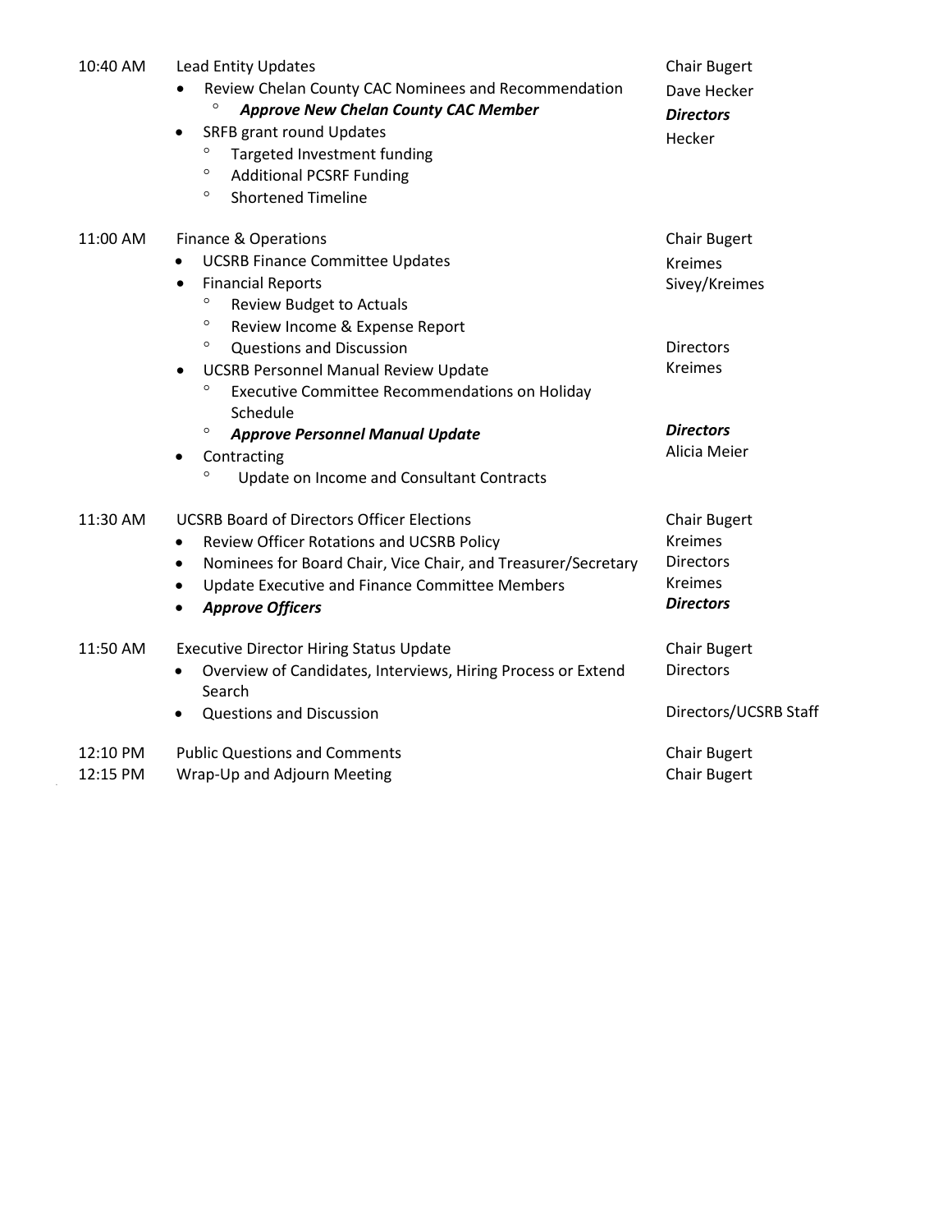| | | |
|---|---|---|
| 10:40 AM | Lead Entity Updates | Chair Bugert |
| | • Review Chelan County CAC Nominees and Recommendation | Dave Hecker |
| | ◦ ***Approve New Chelan County CAC Member*** | ***Directors*** |
| | • SRFB grant round Updates | Hecker |
| | ◦ Targeted Investment funding | |
| | ◦ Additional PCSRF Funding | |
| | ◦ Shortened Timeline | |
| 11:00 AM | Finance & Operations | Chair Bugert |
| | • UCSRB Finance Committee Updates | Kreimes |
| | • Financial Reports | Sivey/Kreimes |
| | ◦ Review Budget to Actuals | |
| | ◦ Review Income & Expense Report | |
| | ◦ Questions and Discussion | Directors |
| | • UCSRB Personnel Manual Review Update | Kreimes |
| | ◦ Executive Committee Recommendations on Holiday Schedule | |
| | ◦ ***Approve Personnel Manual Update*** | ***Directors*** |
| | • Contracting | Alicia Meier |
| | ◦ Update on Income and Consultant Contracts | |
| 11:30 AM | UCSRB Board of Directors Officer Elections | Chair Bugert |
| | • Review Officer Rotations and UCSRB Policy | Kreimes |
| | • Nominees for Board Chair, Vice Chair, and Treasurer/Secretary | Directors |
| | • Update Executive and Finance Committee Members | Kreimes |
| | • ***Approve Officers*** | ***Directors*** |
| 11:50 AM | Executive Director Hiring Status Update | Chair Bugert |
| | • Overview of Candidates, Interviews, Hiring Process or Extend Search | Directors |
| | • Questions and Discussion | Directors/UCSRB Staff |
| 12:10 PM | Public Questions and Comments | Chair Bugert |
| 12:15 PM | Wrap-Up and Adjourn Meeting | Chair Bugert |